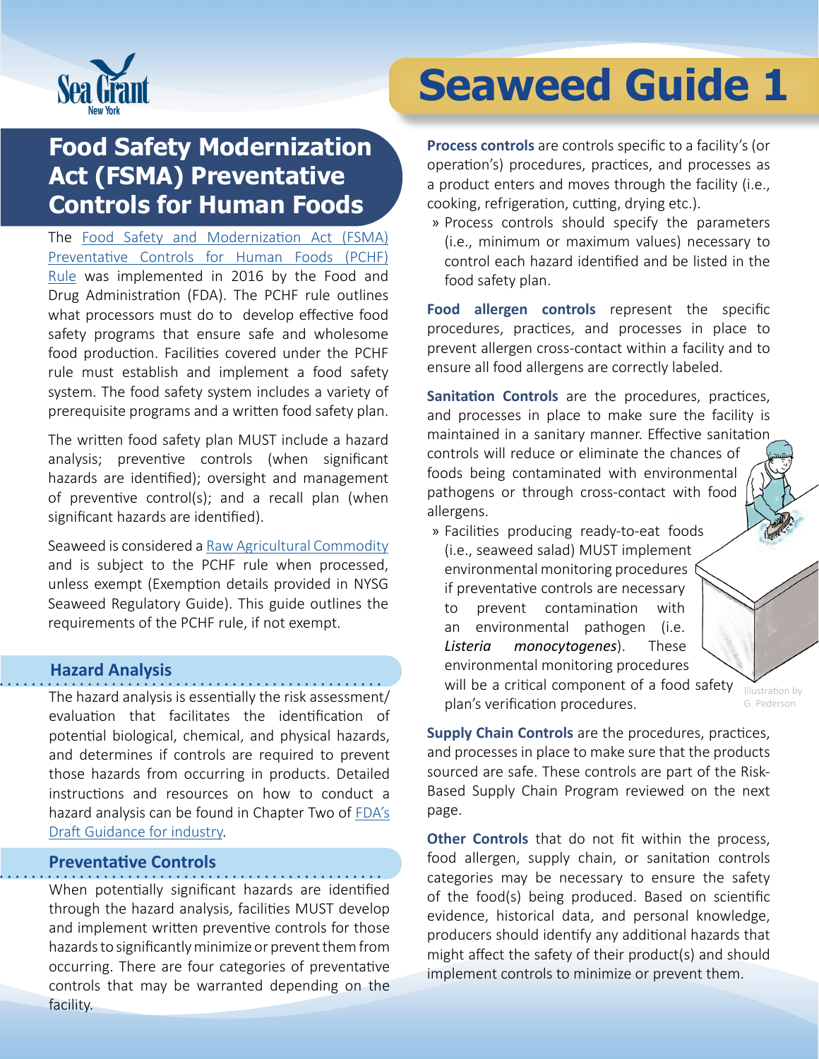# Seaweed Guide 1

## Food Safety Modernization Act (FSMA) Preventative Controls for Human Foods

The Food Safety and Modernization Act (FSMA) Preventative Controls for Human Foods (PCHF) Rule was implemented in 2016 by the Food and Drug Administration (FDA). The PCHF rule outlines what processors must do to develop effective food safety programs that ensure safe and wholesome food production. Facilities covered under the PCHF rule must establish and implement a food safety system. The food safety system includes a variety of prerequisite programs and a written food safety plan.

The written food safety plan MUST include a hazard analysis; preventive controls (when significant hazards are identified); oversight and management of preventive control(s); and a recall plan (when significant hazards are identified).

Seaweed is considered a Raw Agricultural Commodity and is subject to the PCHF rule when processed, unless exempt (Exemption details provided in NYSG Seaweed Regulatory Guide). This guide outlines the requirements of the PCHF rule, if not exempt.

### Hazard Analysis

The hazard analysis is essentially the risk assessment/evaluation that facilitates the identification of potential biological, chemical, and physical hazards, and determines if controls are required to prevent those hazards from occurring in products. Detailed instructions and resources on how to conduct a hazard analysis can be found in Chapter Two of FDA's Draft Guidance for industry.

### Preventative Controls

When potentially significant hazards are identified through the hazard analysis, facilities MUST develop and implement written preventive controls for those hazards to significantly minimize or prevent them from occurring. There are four categories of preventative controls that may be warranted depending on the facility.

**Process controls** are controls specific to a facility's (or operation's) procedures, practices, and processes as a product enters and moves through the facility (i.e., cooking, refrigeration, cutting, drying etc.).

- Process controls should specify the parameters (i.e., minimum or maximum values) necessary to control each hazard identified and be listed in the food safety plan.

**Food allergen controls** represent the specific procedures, practices, and processes in place to prevent allergen cross-contact within a facility and to ensure all food allergens are correctly labeled.

**Sanitation Controls** are the procedures, practices, and processes in place to make sure the facility is maintained in a sanitary manner. Effective sanitation controls will reduce or eliminate the chances of foods being contaminated with environmental pathogens or through cross-contact with food allergens.

- Facilities producing ready-to-eat foods (i.e., seaweed salad) MUST implement environmental monitoring procedures if preventative controls are necessary to prevent contamination with an environmental pathogen (i.e. *Listeria monocytogenes*). These environmental monitoring procedures will be a critical component of a food safety plan's verification procedures.

Illustration by G. Pederson

**Supply Chain Controls** are the procedures, practices, and processes in place to make sure that the products sourced are safe. These controls are part of the Risk-Based Supply Chain Program reviewed on the next page.

**Other Controls** that do not fit within the process, food allergen, supply chain, or sanitation controls categories may be necessary to ensure the safety of the food(s) being produced. Based on scientific evidence, historical data, and personal knowledge, producers should identify any additional hazards that might affect the safety of their product(s) and should implement controls to minimize or prevent them.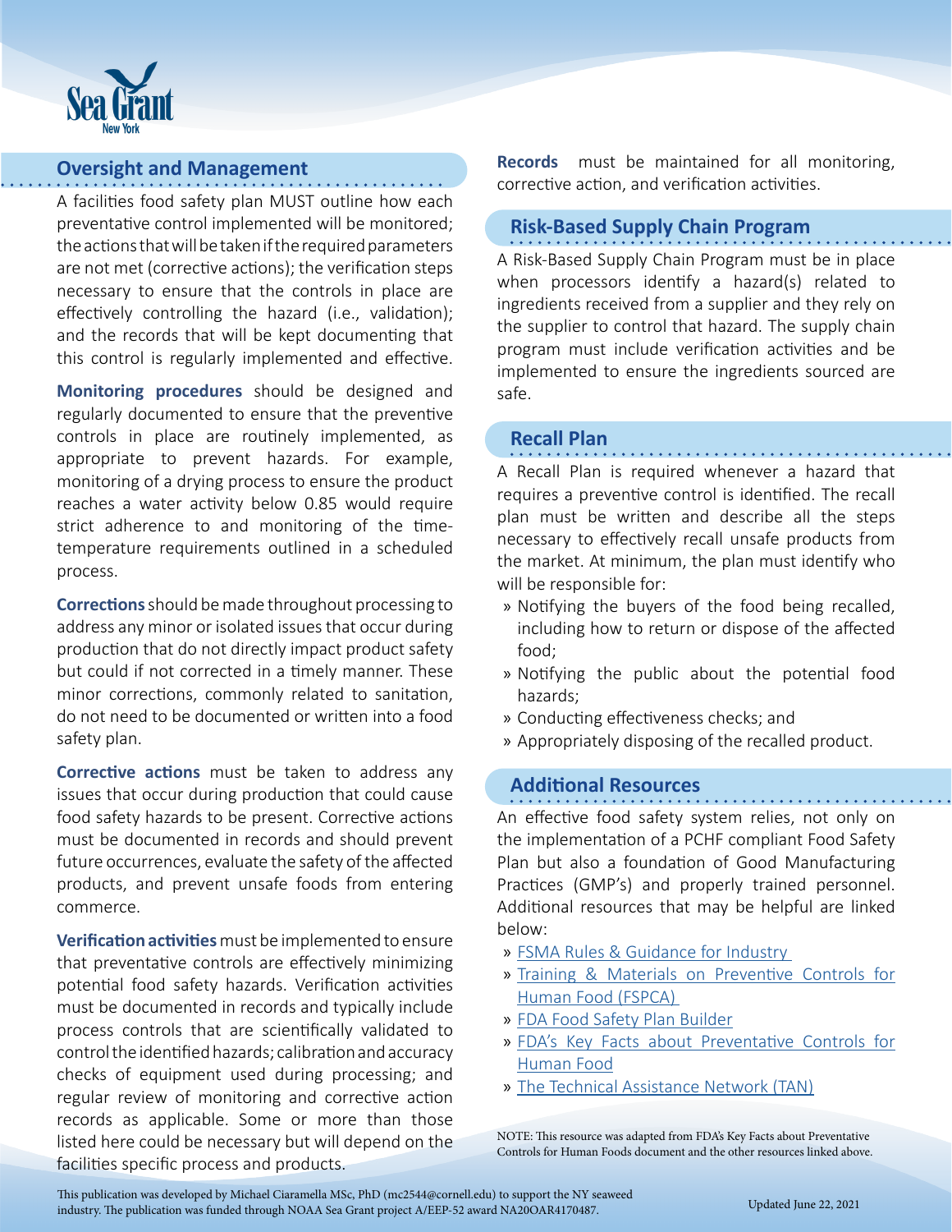## Oversight and Management

A facilities food safety plan MUST outline how each preventative control implemented will be monitored; the actions that will be taken if the required parameters are not met (corrective actions); the verification steps necessary to ensure that the controls in place are effectively controlling the hazard (i.e., validation); and the records that will be kept documenting that this control is regularly implemented and effective.

**Monitoring procedures** should be designed and regularly documented to ensure that the preventive controls in place are routinely implemented, as appropriate to prevent hazards. For example, monitoring of a drying process to ensure the product reaches a water activity below 0.85 would require strict adherence to and monitoring of the time-temperature requirements outlined in a scheduled process.

**Corrections** should be made throughout processing to address any minor or isolated issues that occur during production that do not directly impact product safety but could if not corrected in a timely manner. These minor corrections, commonly related to sanitation, do not need to be documented or written into a food safety plan.

**Corrective actions** must be taken to address any issues that occur during production that could cause food safety hazards to be present. Corrective actions must be documented in records and should prevent future occurrences, evaluate the safety of the affected products, and prevent unsafe foods from entering commerce.

**Verification activities** must be implemented to ensure that preventative controls are effectively minimizing potential food safety hazards. Verification activities must be documented in records and typically include process controls that are scientifically validated to control the identified hazards; calibration and accuracy checks of equipment used during processing; and regular review of monitoring and corrective action records as applicable. Some or more than those listed here could be necessary but will depend on the facilities specific process and products.

**Records** must be maintained for all monitoring, corrective action, and verification activities.

## Risk-Based Supply Chain Program

A Risk-Based Supply Chain Program must be in place when processors identify a hazard(s) related to ingredients received from a supplier and they rely on the supplier to control that hazard. The supply chain program must include verification activities and be implemented to ensure the ingredients sourced are safe.

## Recall Plan

A Recall Plan is required whenever a hazard that requires a preventive control is identified. The recall plan must be written and describe all the steps necessary to effectively recall unsafe products from the market. At minimum, the plan must identify who will be responsible for:

- Notifying the buyers of the food being recalled, including how to return or dispose of the affected food;
- Notifying the public about the potential food hazards;
- Conducting effectiveness checks; and
- Appropriately disposing of the recalled product.

## Additional Resources

An effective food safety system relies, not only on the implementation of a PCHF compliant Food Safety Plan but also a foundation of Good Manufacturing Practices (GMP's) and properly trained personnel. Additional resources that may be helpful are linked below:

- FSMA Rules & Guidance for Industry
- Training & Materials on Preventive Controls for Human Food (FSPCA)
- FDA Food Safety Plan Builder
- FDA's Key Facts about Preventative Controls for Human Food
- The Technical Assistance Network (TAN)

NOTE: This resource was adapted from FDA's Key Facts about Preventative Controls for Human Foods document and the other resources linked above.

This publication was developed by Michael Ciaramella MSc, PhD (mc2544@cornell.edu) to support the NY seaweed industry. The publication was funded through NOAA Sea Grant project A/EEP-52 award NA20OAR4170487.

Updated June 22, 2021